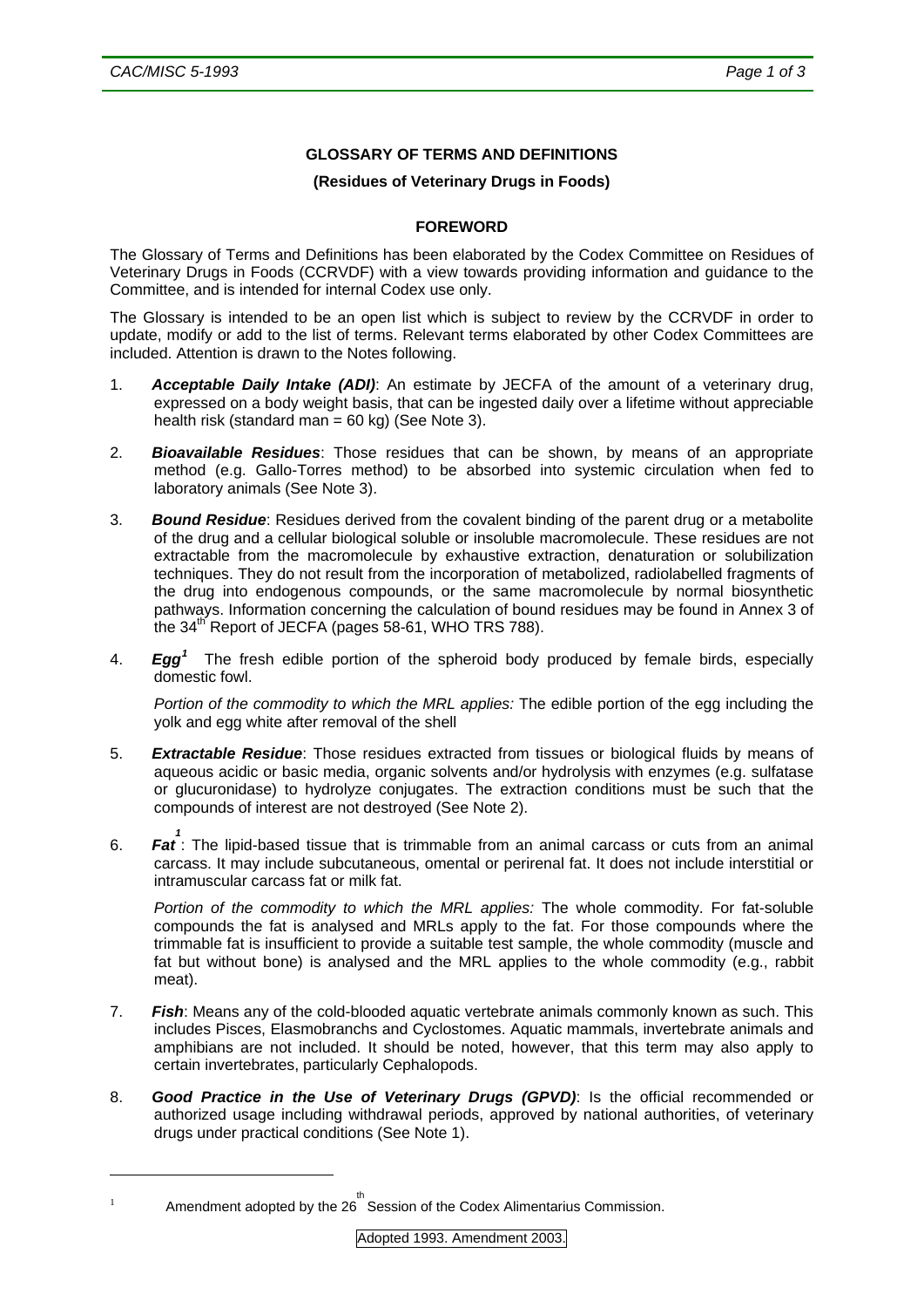## GLOSSARY OF TERMS AND DEFINITIONS

### (Residues of Veterinary Drugs in Foods)

### FOREWORD

The Glossary of Terms and Definitions has been elaborated by the Codex Committee on Residues of Veterinary Drugs in Foods (CCRVDF) with a view towards providing information and guidance to the Committee, and is intended for internal Codex use only.

The Glossary is intended to be an open list which is subject to review by the CCRVDF in order to update, modify or add to the list of terms. Relevant terms elaborated by other Codex Committees are included. Attention is drawn to the Notes following.

1. ***Acceptable Daily Intake (ADI)***: An estimate by JECFA of the amount of a veterinary drug, expressed on a body weight basis, that can be ingested daily over a lifetime without appreciable health risk (standard man = 60 kg) (See Note 3).

2. ***Bioavailable Residues***: Those residues that can be shown, by means of an appropriate method (e.g. Gallo-Torres method) to be absorbed into systemic circulation when fed to laboratory animals (See Note 3).

3. ***Bound Residue***: Residues derived from the covalent binding of the parent drug or a metabolite of the drug and a cellular biological soluble or insoluble macromolecule. These residues are not extractable from the macromolecule by exhaustive extraction, denaturation or solubilization techniques. They do not result from the incorporation of metabolized, radiolabelled fragments of the drug into endogenous compounds, or the same macromolecule by normal biosynthetic pathways. Information concerning the calculation of bound residues may be found in Annex 3 of the 34th Report of JECFA (pages 58-61, WHO TRS 788).

4. ***Egg***[1] The fresh edible portion of the spheroid body produced by female birds, especially domestic fowl.

   *Portion of the commodity to which the MRL applies:* The edible portion of the egg including the yolk and egg white after removal of the shell

5. ***Extractable Residue***: Those residues extracted from tissues or biological fluids by means of aqueous acidic or basic media, organic solvents and/or hydrolysis with enzymes (e.g. sulfatase or glucuronidase) to hydrolyze conjugates. The extraction conditions must be such that the compounds of interest are not destroyed (See Note 2).

6. ***Fat***[1]: The lipid-based tissue that is trimmable from an animal carcass or cuts from an animal carcass. It may include subcutaneous, omental or perirenal fat. It does not include interstitial or intramuscular carcass fat or milk fat.

   *Portion of the commodity to which the MRL applies:* The whole commodity. For fat-soluble compounds the fat is analysed and MRLs apply to the fat. For those compounds where the trimmable fat is insufficient to provide a suitable test sample, the whole commodity (muscle and fat but without bone) is analysed and the MRL applies to the whole commodity (e.g., rabbit meat).

7. ***Fish***: Means any of the cold-blooded aquatic vertebrate animals commonly known as such. This includes Pisces, Elasmobranchs and Cyclostomes. Aquatic mammals, invertebrate animals and amphibians are not included. It should be noted, however, that this term may also apply to certain invertebrates, particularly Cephalopods.

8. ***Good Practice in the Use of Veterinary Drugs (GPVD)***: Is the official recommended or authorized usage including withdrawal periods, approved by national authorities, of veterinary drugs under practical conditions (See Note 1).

---

[1] Amendment adopted by the 26th Session of the Codex Alimentarius Commission.

Adopted 1993. Amendment 2003.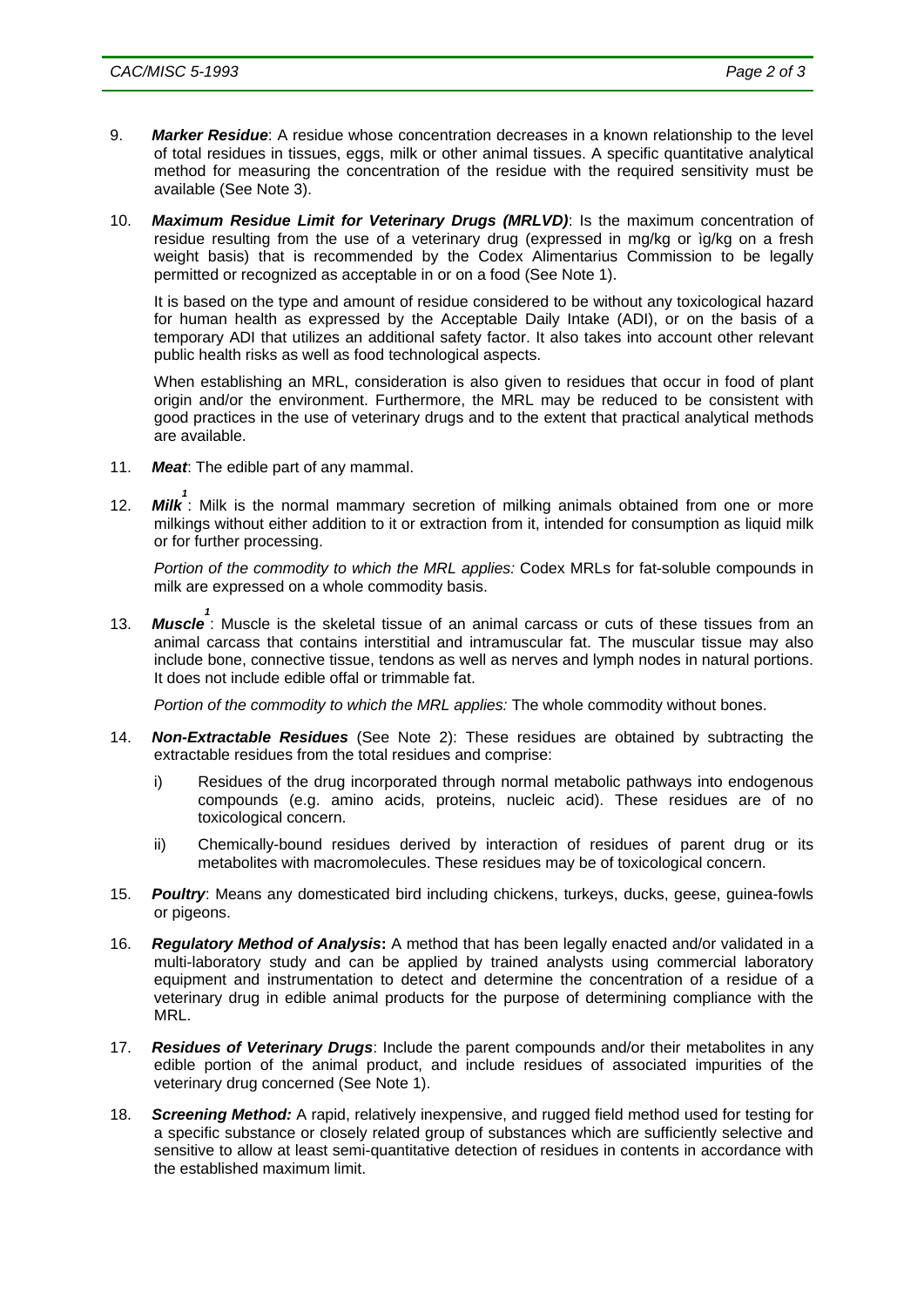9. ***Marker Residue***: A residue whose concentration decreases in a known relationship to the level of total residues in tissues, eggs, milk or other animal tissues. A specific quantitative analytical method for measuring the concentration of the residue with the required sensitivity must be available (See Note 3).

10. ***Maximum Residue Limit for Veterinary Drugs (MRLVD)***: Is the maximum concentration of residue resulting from the use of a veterinary drug (expressed in mg/kg or ìg/kg on a fresh weight basis) that is recommended by the Codex Alimentarius Commission to be legally permitted or recognized as acceptable in or on a food (See Note 1).

    It is based on the type and amount of residue considered to be without any toxicological hazard for human health as expressed by the Acceptable Daily Intake (ADI), or on the basis of a temporary ADI that utilizes an additional safety factor. It also takes into account other relevant public health risks as well as food technological aspects.

    When establishing an MRL, consideration is also given to residues that occur in food of plant origin and/or the environment. Furthermore, the MRL may be reduced to be consistent with good practices in the use of veterinary drugs and to the extent that practical analytical methods are available.

11. ***Meat***: The edible part of any mammal.

12. ***Milk***[1]: Milk is the normal mammary secretion of milking animals obtained from one or more milkings without either addition to it or extraction from it, intended for consumption as liquid milk or for further processing.

    *Portion of the commodity to which the MRL applies:* Codex MRLs for fat-soluble compounds in milk are expressed on a whole commodity basis.

13. ***Muscle***[1]: Muscle is the skeletal tissue of an animal carcass or cuts of these tissues from an animal carcass that contains interstitial and intramuscular fat. The muscular tissue may also include bone, connective tissue, tendons as well as nerves and lymph nodes in natural portions. It does not include edible offal or trimmable fat.

    *Portion of the commodity to which the MRL applies:* The whole commodity without bones.

14. ***Non-Extractable Residues*** (See Note 2): These residues are obtained by subtracting the extractable residues from the total residues and comprise:

    i) Residues of the drug incorporated through normal metabolic pathways into endogenous compounds (e.g. amino acids, proteins, nucleic acid). These residues are of no toxicological concern.

    ii) Chemically-bound residues derived by interaction of residues of parent drug or its metabolites with macromolecules. These residues may be of toxicological concern.

15. ***Poultry***: Means any domesticated bird including chickens, turkeys, ducks, geese, guinea-fowls or pigeons.

16. ***Regulatory Method of Analysis*:** A method that has been legally enacted and/or validated in a multi-laboratory study and can be applied by trained analysts using commercial laboratory equipment and instrumentation to detect and determine the concentration of a residue of a veterinary drug in edible animal products for the purpose of determining compliance with the MRL.

17. ***Residues of Veterinary Drugs***: Include the parent compounds and/or their metabolites in any edible portion of the animal product, and include residues of associated impurities of the veterinary drug concerned (See Note 1).

18. ***Screening Method:*** A rapid, relatively inexpensive, and rugged field method used for testing for a specific substance or closely related group of substances which are sufficiently selective and sensitive to allow at least semi-quantitative detection of residues in contents in accordance with the established maximum limit.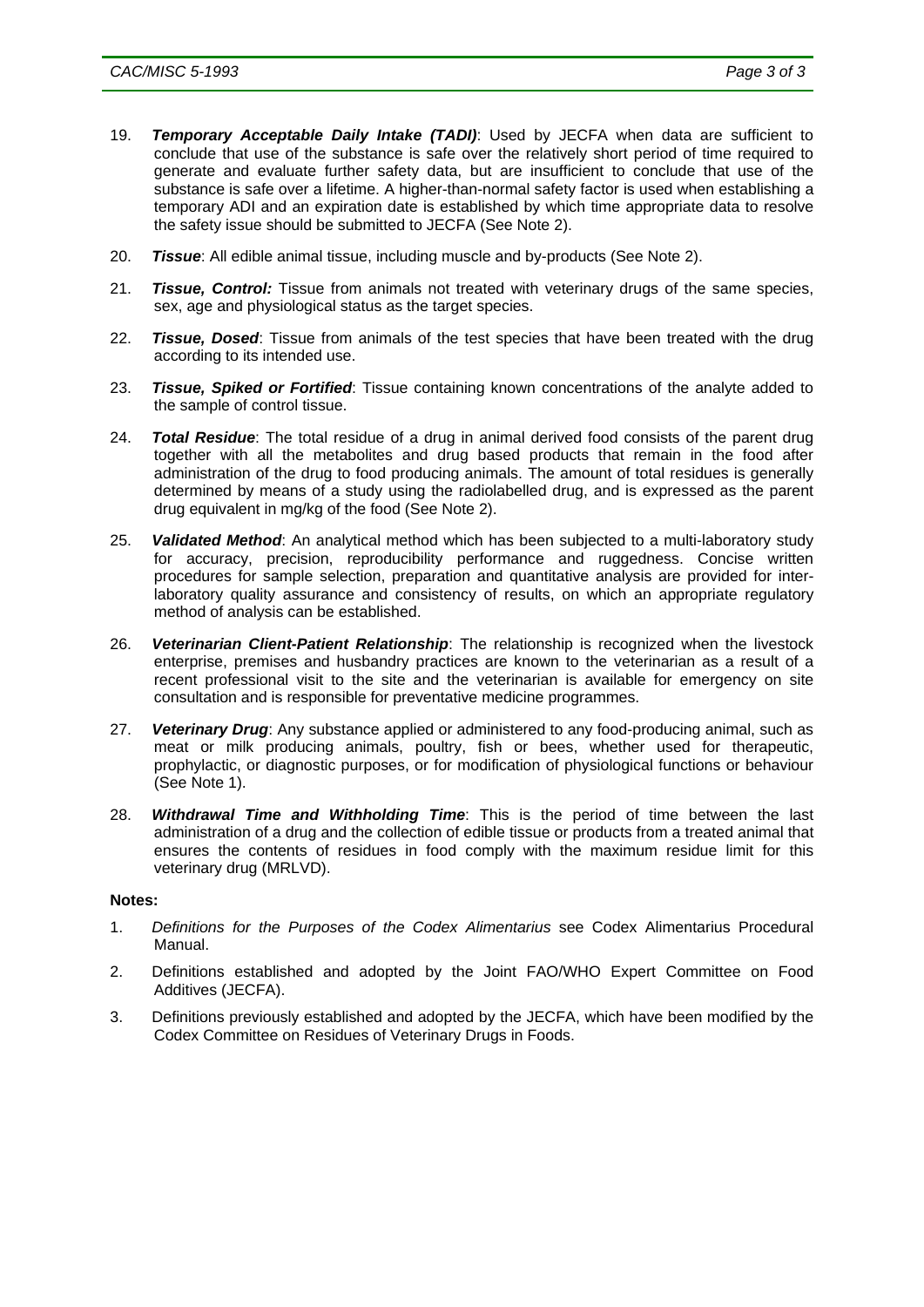19. ***Temporary Acceptable Daily Intake (TADI)***: Used by JECFA when data are sufficient to conclude that use of the substance is safe over the relatively short period of time required to generate and evaluate further safety data, but are insufficient to conclude that use of the substance is safe over a lifetime. A higher-than-normal safety factor is used when establishing a temporary ADI and an expiration date is established by which time appropriate data to resolve the safety issue should be submitted to JECFA (See Note 2).

20. ***Tissue***: All edible animal tissue, including muscle and by-products (See Note 2).

21. ***Tissue, Control:*** Tissue from animals not treated with veterinary drugs of the same species, sex, age and physiological status as the target species.

22. ***Tissue, Dosed***: Tissue from animals of the test species that have been treated with the drug according to its intended use.

23. ***Tissue, Spiked or Fortified***: Tissue containing known concentrations of the analyte added to the sample of control tissue.

24. ***Total Residue***: The total residue of a drug in animal derived food consists of the parent drug together with all the metabolites and drug based products that remain in the food after administration of the drug to food producing animals. The amount of total residues is generally determined by means of a study using the radiolabelled drug, and is expressed as the parent drug equivalent in mg/kg of the food (See Note 2).

25. ***Validated Method***: An analytical method which has been subjected to a multi-laboratory study for accuracy, precision, reproducibility performance and ruggedness. Concise written procedures for sample selection, preparation and quantitative analysis are provided for inter-laboratory quality assurance and consistency of results, on which an appropriate regulatory method of analysis can be established.

26. ***Veterinarian Client-Patient Relationship***: The relationship is recognized when the livestock enterprise, premises and husbandry practices are known to the veterinarian as a result of a recent professional visit to the site and the veterinarian is available for emergency on site consultation and is responsible for preventative medicine programmes.

27. ***Veterinary Drug***: Any substance applied or administered to any food-producing animal, such as meat or milk producing animals, poultry, fish or bees, whether used for therapeutic, prophylactic, or diagnostic purposes, or for modification of physiological functions or behaviour (See Note 1).

28. ***Withdrawal Time and Withholding Time***: This is the period of time between the last administration of a drug and the collection of edible tissue or products from a treated animal that ensures the contents of residues in food comply with the maximum residue limit for this veterinary drug (MRLVD).

**Notes:**

1. *Definitions for the Purposes of the Codex Alimentarius* see Codex Alimentarius Procedural Manual.
2. Definitions established and adopted by the Joint FAO/WHO Expert Committee on Food Additives (JECFA).
3. Definitions previously established and adopted by the JECFA, which have been modified by the Codex Committee on Residues of Veterinary Drugs in Foods.